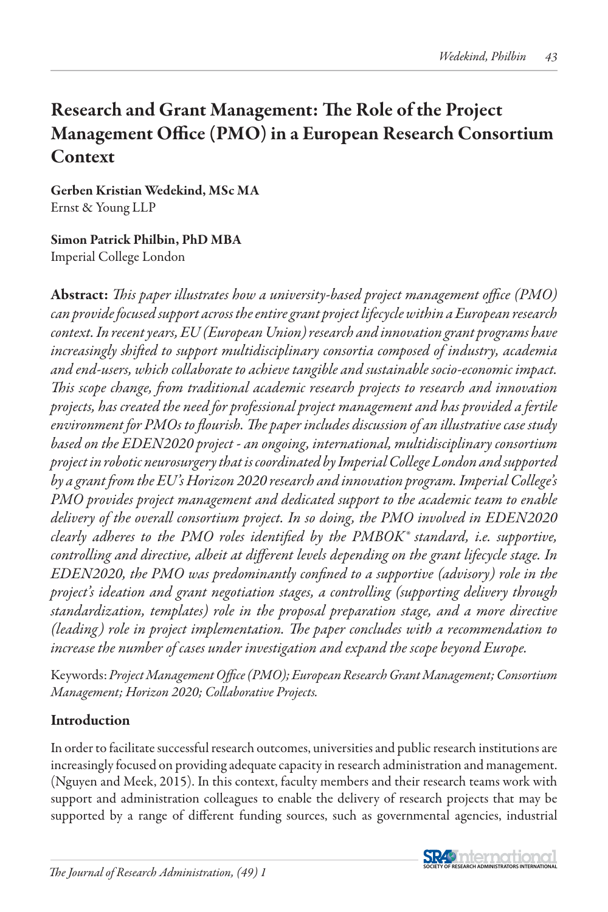# Research and Grant Management: The Role of the Project Management Office (PMO) in a European Research Consortium Context

**Gerben Kristian Wedekind, MSc MA**
Ernst & Young LLP

**Simon Patrick Philbin, PhD MBA**
Imperial College London

**Abstract:** *This paper illustrates how a university-based project management office (PMO) can provide focused support across the entire grant project lifecycle within a European research context. In recent years, EU (European Union) research and innovation grant programs have increasingly shifted to support multidisciplinary consortia composed of industry, academia and end-users, which collaborate to achieve tangible and sustainable socio-economic impact. This scope change, from traditional academic research projects to research and innovation projects, has created the need for professional project management and has provided a fertile environment for PMOs to flourish. The paper includes discussion of an illustrative case study based on the EDEN2020 project - an ongoing, international, multidisciplinary consortium project in robotic neurosurgery that is coordinated by Imperial College London and supported by a grant from the EU's Horizon 2020 research and innovation program. Imperial College's PMO provides project management and dedicated support to the academic team to enable delivery of the overall consortium project. In so doing, the PMO involved in EDEN2020 clearly adheres to the PMO roles identified by the PMBOK® standard, i.e. supportive, controlling and directive, albeit at different levels depending on the grant lifecycle stage. In EDEN2020, the PMO was predominantly confined to a supportive (advisory) role in the project's ideation and grant negotiation stages, a controlling (supporting delivery through standardization, templates) role in the proposal preparation stage, and a more directive (leading) role in project implementation. The paper concludes with a recommendation to increase the number of cases under investigation and expand the scope beyond Europe.*

Keywords: *Project Management Office (PMO); European Research Grant Management; Consortium Management; Horizon 2020; Collaborative Projects.*

## Introduction

In order to facilitate successful research outcomes, universities and public research institutions are increasingly focused on providing adequate capacity in research administration and management. (Nguyen and Meek, 2015). In this context, faculty members and their research teams work with support and administration colleagues to enable the delivery of research projects that may be supported by a range of different funding sources, such as governmental agencies, industrial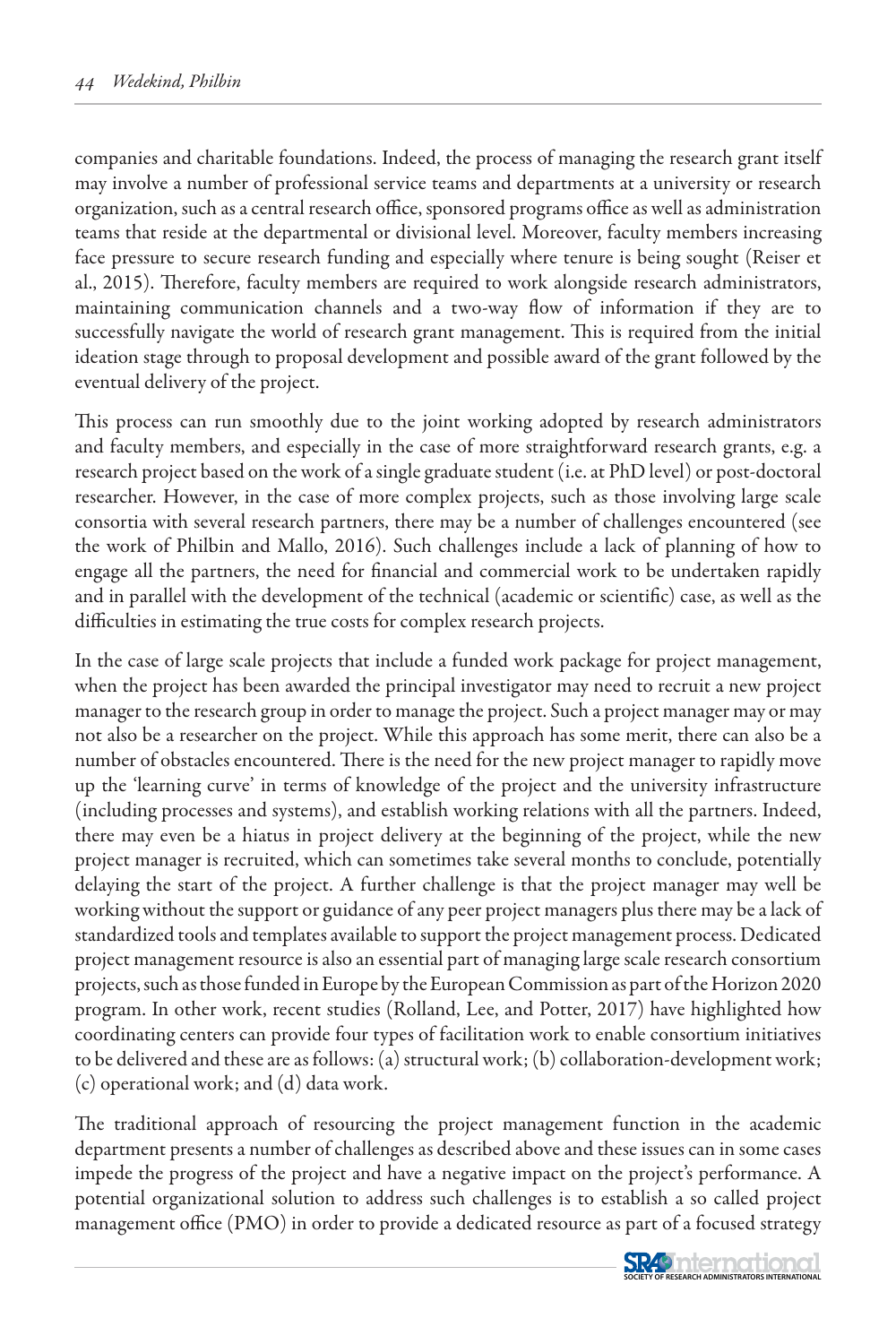companies and charitable foundations. Indeed, the process of managing the research grant itself may involve a number of professional service teams and departments at a university or research organization, such as a central research office, sponsored programs office as well as administration teams that reside at the departmental or divisional level. Moreover, faculty members increasing face pressure to secure research funding and especially where tenure is being sought (Reiser et al., 2015). Therefore, faculty members are required to work alongside research administrators, maintaining communication channels and a two-way flow of information if they are to successfully navigate the world of research grant management. This is required from the initial ideation stage through to proposal development and possible award of the grant followed by the eventual delivery of the project.

This process can run smoothly due to the joint working adopted by research administrators and faculty members, and especially in the case of more straightforward research grants, e.g. a research project based on the work of a single graduate student (i.e. at PhD level) or post-doctoral researcher. However, in the case of more complex projects, such as those involving large scale consortia with several research partners, there may be a number of challenges encountered (see the work of Philbin and Mallo, 2016). Such challenges include a lack of planning of how to engage all the partners, the need for financial and commercial work to be undertaken rapidly and in parallel with the development of the technical (academic or scientific) case, as well as the difficulties in estimating the true costs for complex research projects.

In the case of large scale projects that include a funded work package for project management, when the project has been awarded the principal investigator may need to recruit a new project manager to the research group in order to manage the project. Such a project manager may or may not also be a researcher on the project. While this approach has some merit, there can also be a number of obstacles encountered. There is the need for the new project manager to rapidly move up the 'learning curve' in terms of knowledge of the project and the university infrastructure (including processes and systems), and establish working relations with all the partners. Indeed, there may even be a hiatus in project delivery at the beginning of the project, while the new project manager is recruited, which can sometimes take several months to conclude, potentially delaying the start of the project. A further challenge is that the project manager may well be working without the support or guidance of any peer project managers plus there may be a lack of standardized tools and templates available to support the project management process. Dedicated project management resource is also an essential part of managing large scale research consortium projects, such as those funded in Europe by the European Commission as part of the Horizon 2020 program. In other work, recent studies (Rolland, Lee, and Potter, 2017) have highlighted how coordinating centers can provide four types of facilitation work to enable consortium initiatives to be delivered and these are as follows: (a) structural work; (b) collaboration-development work; (c) operational work; and (d) data work.

The traditional approach of resourcing the project management function in the academic department presents a number of challenges as described above and these issues can in some cases impede the progress of the project and have a negative impact on the project's performance. A potential organizational solution to address such challenges is to establish a so called project management office (PMO) in order to provide a dedicated resource as part of a focused strategy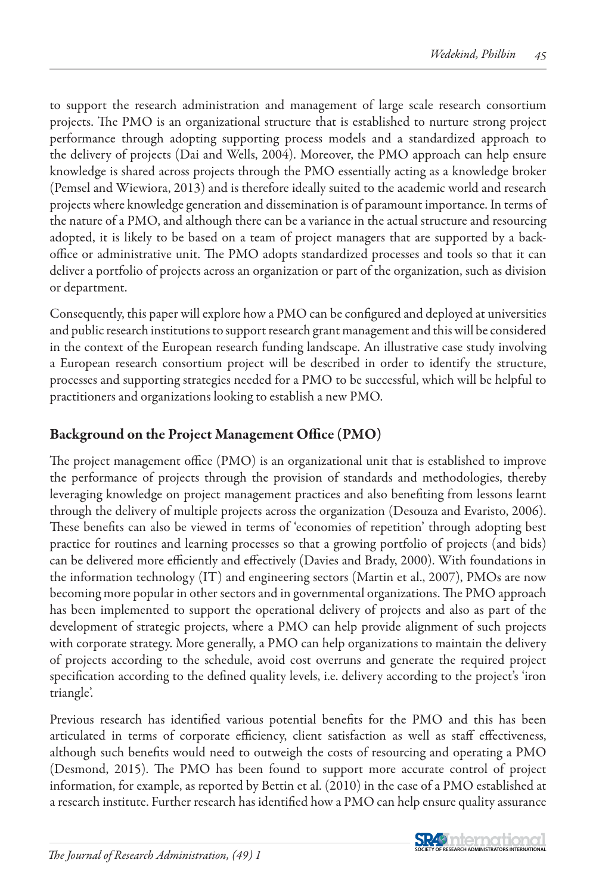to support the research administration and management of large scale research consortium projects. The PMO is an organizational structure that is established to nurture strong project performance through adopting supporting process models and a standardized approach to the delivery of projects (Dai and Wells, 2004). Moreover, the PMO approach can help ensure knowledge is shared across projects through the PMO essentially acting as a knowledge broker (Pemsel and Wiewiora, 2013) and is therefore ideally suited to the academic world and research projects where knowledge generation and dissemination is of paramount importance. In terms of the nature of a PMO, and although there can be a variance in the actual structure and resourcing adopted, it is likely to be based on a team of project managers that are supported by a back-office or administrative unit. The PMO adopts standardized processes and tools so that it can deliver a portfolio of projects across an organization or part of the organization, such as division or department.

Consequently, this paper will explore how a PMO can be configured and deployed at universities and public research institutions to support research grant management and this will be considered in the context of the European research funding landscape. An illustrative case study involving a European research consortium project will be described in order to identify the structure, processes and supporting strategies needed for a PMO to be successful, which will be helpful to practitioners and organizations looking to establish a new PMO.

## Background on the Project Management Office (PMO)

The project management office (PMO) is an organizational unit that is established to improve the performance of projects through the provision of standards and methodologies, thereby leveraging knowledge on project management practices and also benefiting from lessons learnt through the delivery of multiple projects across the organization (Desouza and Evaristo, 2006). These benefits can also be viewed in terms of 'economies of repetition' through adopting best practice for routines and learning processes so that a growing portfolio of projects (and bids) can be delivered more efficiently and effectively (Davies and Brady, 2000). With foundations in the information technology (IT) and engineering sectors (Martin et al., 2007), PMOs are now becoming more popular in other sectors and in governmental organizations. The PMO approach has been implemented to support the operational delivery of projects and also as part of the development of strategic projects, where a PMO can help provide alignment of such projects with corporate strategy. More generally, a PMO can help organizations to maintain the delivery of projects according to the schedule, avoid cost overruns and generate the required project specification according to the defined quality levels, i.e. delivery according to the project's 'iron triangle'.

Previous research has identified various potential benefits for the PMO and this has been articulated in terms of corporate efficiency, client satisfaction as well as staff effectiveness, although such benefits would need to outweigh the costs of resourcing and operating a PMO (Desmond, 2015). The PMO has been found to support more accurate control of project information, for example, as reported by Bettin et al. (2010) in the case of a PMO established at a research institute. Further research has identified how a PMO can help ensure quality assurance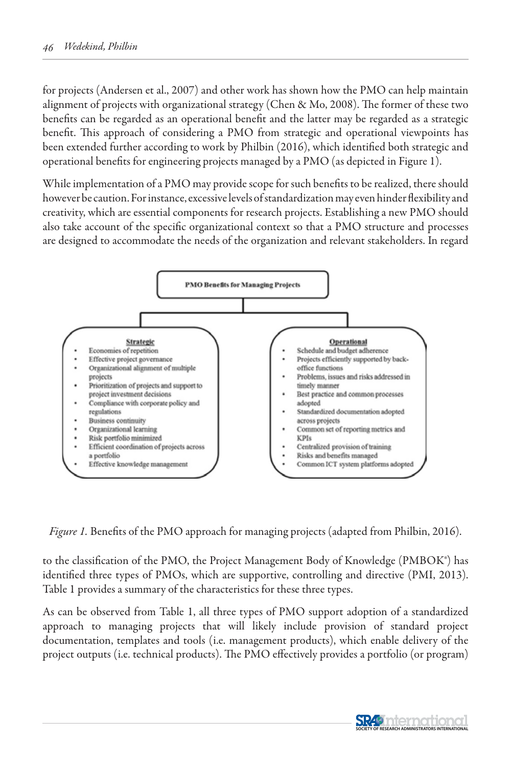for projects (Andersen et al., 2007) and other work has shown how the PMO can help maintain alignment of projects with organizational strategy (Chen & Mo, 2008). The former of these two benefits can be regarded as an operational benefit and the latter may be regarded as a strategic benefit. This approach of considering a PMO from strategic and operational viewpoints has been extended further according to work by Philbin (2016), which identified both strategic and operational benefits for engineering projects managed by a PMO (as depicted in Figure 1).

While implementation of a PMO may provide scope for such benefits to be realized, there should however be caution. For instance, excessive levels of standardization may even hinder flexibility and creativity, which are essential components for research projects. Establishing a new PMO should also take account of the specific organizational context so that a PMO structure and processes are designed to accommodate the needs of the organization and relevant stakeholders. In regard

**PMO Benefits for Managing Projects**

**Strategic**

- Economies of repetition
- Effective project governance
- Organizational alignment of multiple projects
- Prioritization of projects and support to project investment decisions
- Compliance with corporate policy and regulations
- Business continuity
- Organizational learning
- Risk portfolio minimized
- Efficient coordination of projects across a portfolio
- Effective knowledge management

**Operational**

- Schedule and budget adherence
- Projects efficiently supported by back-office functions
- Problems, issues and risks addressed in timely manner
- Best practice and common processes adopted
- Standardized documentation adopted across projects
- Common set of reporting metrics and KPIs
- Centralized provision of training
- Risks and benefits managed
- Common ICT system platforms adopted

*Figure 1.* Benefits of the PMO approach for managing projects (adapted from Philbin, 2016).

to the classification of the PMO, the Project Management Body of Knowledge (PMBOK®) has identified three types of PMOs, which are supportive, controlling and directive (PMI, 2013). Table 1 provides a summary of the characteristics for these three types.

As can be observed from Table 1, all three types of PMO support adoption of a standardized approach to managing projects that will likely include provision of standard project documentation, templates and tools (i.e. management products), which enable delivery of the project outputs (i.e. technical products). The PMO effectively provides a portfolio (or program)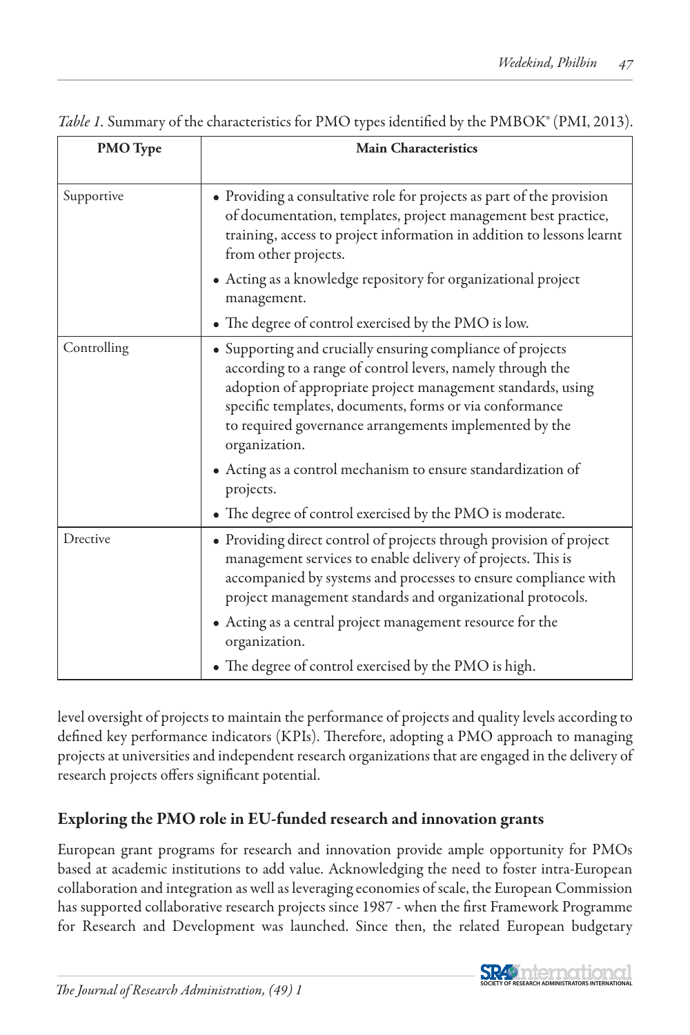*Table 1.* Summary of the characteristics for PMO types identified by the PMBOK® (PMI, 2013).

| PMO Type | Main Characteristics |
|---|---|
| Supportive | • Providing a consultative role for projects as part of the provision of documentation, templates, project management best practice, training, access to project information in addition to lessons learnt from other projects.<br>• Acting as a knowledge repository for organizational project management.<br>• The degree of control exercised by the PMO is low. |
| Controlling | • Supporting and crucially ensuring compliance of projects according to a range of control levers, namely through the adoption of appropriate project management standards, using specific templates, documents, forms or via conformance to required governance arrangements implemented by the organization.<br>• Acting as a control mechanism to ensure standardization of projects.<br>• The degree of control exercised by the PMO is moderate. |
| Drective | • Providing direct control of projects through provision of project management services to enable delivery of projects. This is accompanied by systems and processes to ensure compliance with project management standards and organizational protocols.<br>• Acting as a central project management resource for the organization.<br>• The degree of control exercised by the PMO is high. |

level oversight of projects to maintain the performance of projects and quality levels according to defined key performance indicators (KPIs). Therefore, adopting a PMO approach to managing projects at universities and independent research organizations that are engaged in the delivery of research projects offers significant potential.

## Exploring the PMO role in EU-funded research and innovation grants

European grant programs for research and innovation provide ample opportunity for PMOs based at academic institutions to add value. Acknowledging the need to foster intra-European collaboration and integration as well as leveraging economies of scale, the European Commission has supported collaborative research projects since 1987 - when the first Framework Programme for Research and Development was launched. Since then, the related European budgetary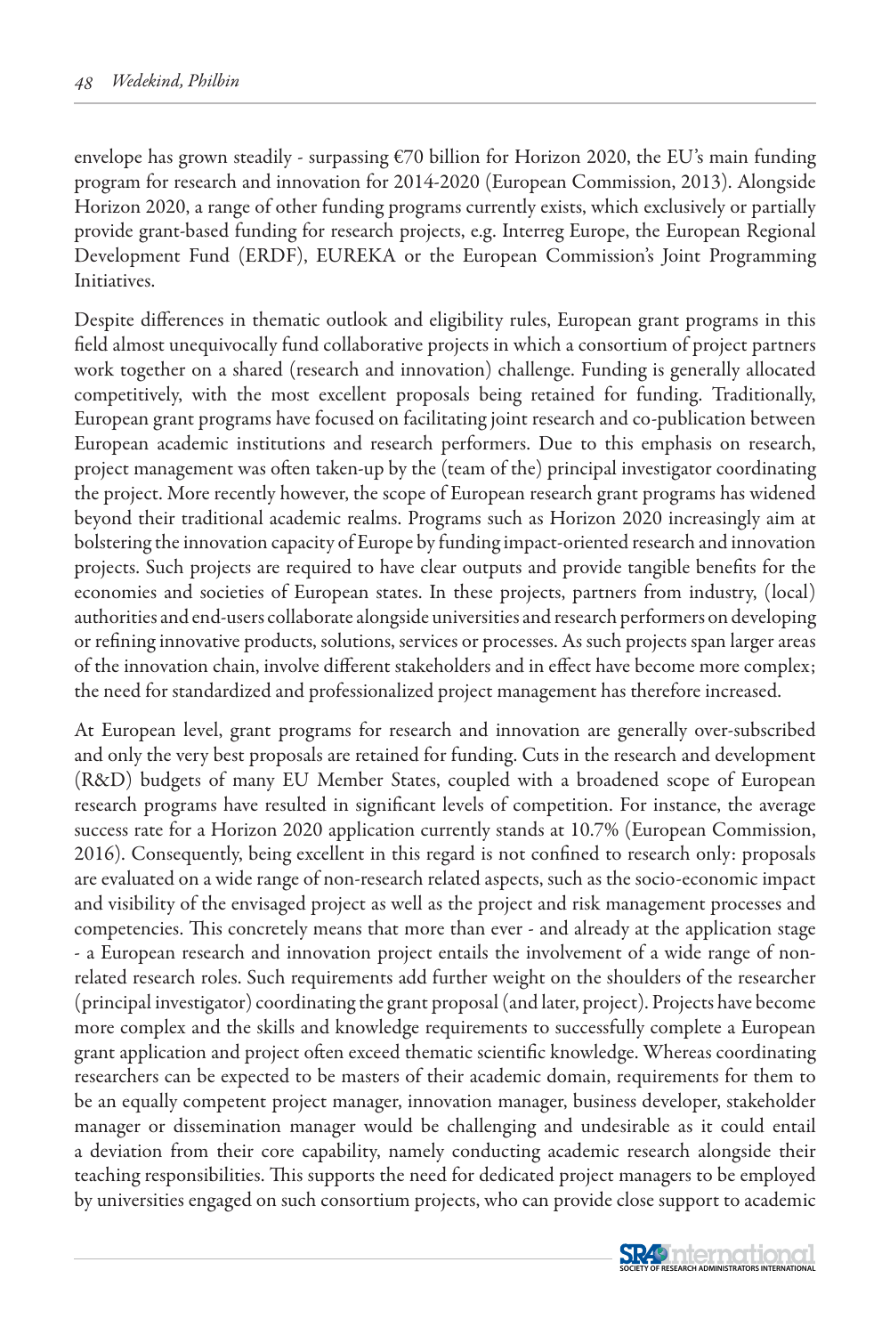envelope has grown steadily - surpassing €70 billion for Horizon 2020, the EU's main funding program for research and innovation for 2014-2020 (European Commission, 2013). Alongside Horizon 2020, a range of other funding programs currently exists, which exclusively or partially provide grant-based funding for research projects, e.g. Interreg Europe, the European Regional Development Fund (ERDF), EUREKA or the European Commission's Joint Programming Initiatives.

Despite differences in thematic outlook and eligibility rules, European grant programs in this field almost unequivocally fund collaborative projects in which a consortium of project partners work together on a shared (research and innovation) challenge. Funding is generally allocated competitively, with the most excellent proposals being retained for funding. Traditionally, European grant programs have focused on facilitating joint research and co-publication between European academic institutions and research performers. Due to this emphasis on research, project management was often taken-up by the (team of the) principal investigator coordinating the project. More recently however, the scope of European research grant programs has widened beyond their traditional academic realms. Programs such as Horizon 2020 increasingly aim at bolstering the innovation capacity of Europe by funding impact-oriented research and innovation projects. Such projects are required to have clear outputs and provide tangible benefits for the economies and societies of European states. In these projects, partners from industry, (local) authorities and end-users collaborate alongside universities and research performers on developing or refining innovative products, solutions, services or processes. As such projects span larger areas of the innovation chain, involve different stakeholders and in effect have become more complex; the need for standardized and professionalized project management has therefore increased.

At European level, grant programs for research and innovation are generally over-subscribed and only the very best proposals are retained for funding. Cuts in the research and development (R&D) budgets of many EU Member States, coupled with a broadened scope of European research programs have resulted in significant levels of competition. For instance, the average success rate for a Horizon 2020 application currently stands at 10.7% (European Commission, 2016). Consequently, being excellent in this regard is not confined to research only: proposals are evaluated on a wide range of non-research related aspects, such as the socio-economic impact and visibility of the envisaged project as well as the project and risk management processes and competencies. This concretely means that more than ever - and already at the application stage - a European research and innovation project entails the involvement of a wide range of non-related research roles. Such requirements add further weight on the shoulders of the researcher (principal investigator) coordinating the grant proposal (and later, project). Projects have become more complex and the skills and knowledge requirements to successfully complete a European grant application and project often exceed thematic scientific knowledge. Whereas coordinating researchers can be expected to be masters of their academic domain, requirements for them to be an equally competent project manager, innovation manager, business developer, stakeholder manager or dissemination manager would be challenging and undesirable as it could entail a deviation from their core capability, namely conducting academic research alongside their teaching responsibilities. This supports the need for dedicated project managers to be employed by universities engaged on such consortium projects, who can provide close support to academic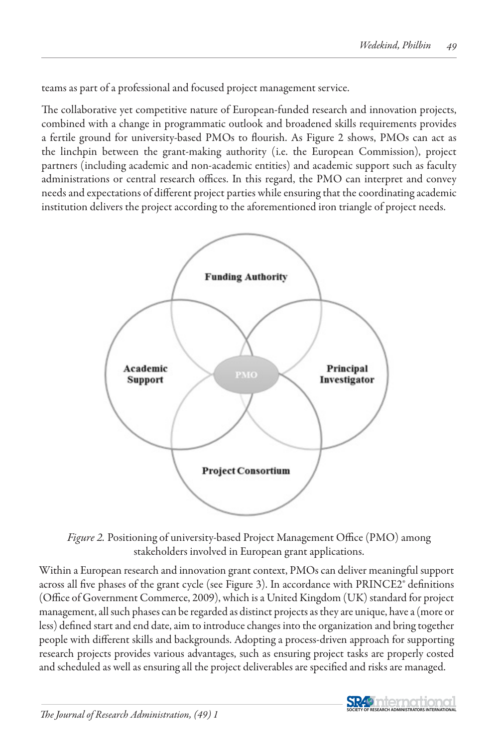teams as part of a professional and focused project management service.

The collaborative yet competitive nature of European-funded research and innovation projects, combined with a change in programmatic outlook and broadened skills requirements provides a fertile ground for university-based PMOs to flourish. As Figure 2 shows, PMOs can act as the linchpin between the grant-making authority (i.e. the European Commission), project partners (including academic and non-academic entities) and academic support such as faculty administrations or central research offices. In this regard, the PMO can interpret and convey needs and expectations of different project parties while ensuring that the coordinating academic institution delivers the project according to the aforementioned iron triangle of project needs.

*Figure 2.* Positioning of university-based Project Management Office (PMO) among stakeholders involved in European grant applications.

Within a European research and innovation grant context, PMOs can deliver meaningful support across all five phases of the grant cycle (see Figure 3). In accordance with PRINCE2® definitions (Office of Government Commerce, 2009), which is a United Kingdom (UK) standard for project management, all such phases can be regarded as distinct projects as they are unique, have a (more or less) defined start and end date, aim to introduce changes into the organization and bring together people with different skills and backgrounds. Adopting a process-driven approach for supporting research projects provides various advantages, such as ensuring project tasks are properly costed and scheduled as well as ensuring all the project deliverables are specified and risks are managed.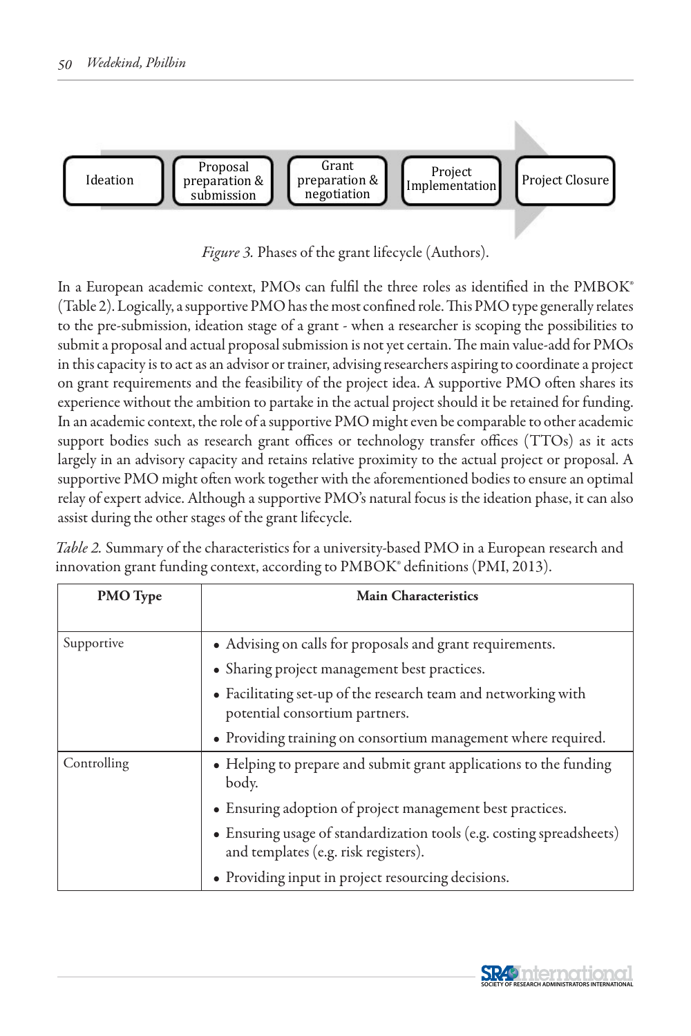Ideation → Proposal preparation & submission → Grant preparation & negotiation → Project Implementation → Project Closure

*Figure 3.* Phases of the grant lifecycle (Authors).

In a European academic context, PMOs can fulfil the three roles as identified in the PMBOK® (Table 2). Logically, a supportive PMO has the most confined role. This PMO type generally relates to the pre-submission, ideation stage of a grant - when a researcher is scoping the possibilities to submit a proposal and actual proposal submission is not yet certain. The main value-add for PMOs in this capacity is to act as an advisor or trainer, advising researchers aspiring to coordinate a project on grant requirements and the feasibility of the project idea. A supportive PMO often shares its experience without the ambition to partake in the actual project should it be retained for funding. In an academic context, the role of a supportive PMO might even be comparable to other academic support bodies such as research grant offices or technology transfer offices (TTOs) as it acts largely in an advisory capacity and retains relative proximity to the actual project or proposal. A supportive PMO might often work together with the aforementioned bodies to ensure an optimal relay of expert advice. Although a supportive PMO's natural focus is the ideation phase, it can also assist during the other stages of the grant lifecycle.

*Table 2.* Summary of the characteristics for a university-based PMO in a European research and innovation grant funding context, according to PMBOK® definitions (PMI, 2013).

| PMO Type | Main Characteristics |
|---|---|
| Supportive | • Advising on calls for proposals and grant requirements.<br>• Sharing project management best practices.<br>• Facilitating set-up of the research team and networking with potential consortium partners.<br>• Providing training on consortium management where required. |
| Controlling | • Helping to prepare and submit grant applications to the funding body.<br>• Ensuring adoption of project management best practices.<br>• Ensuring usage of standardization tools (e.g. costing spreadsheets) and templates (e.g. risk registers).<br>• Providing input in project resourcing decisions. |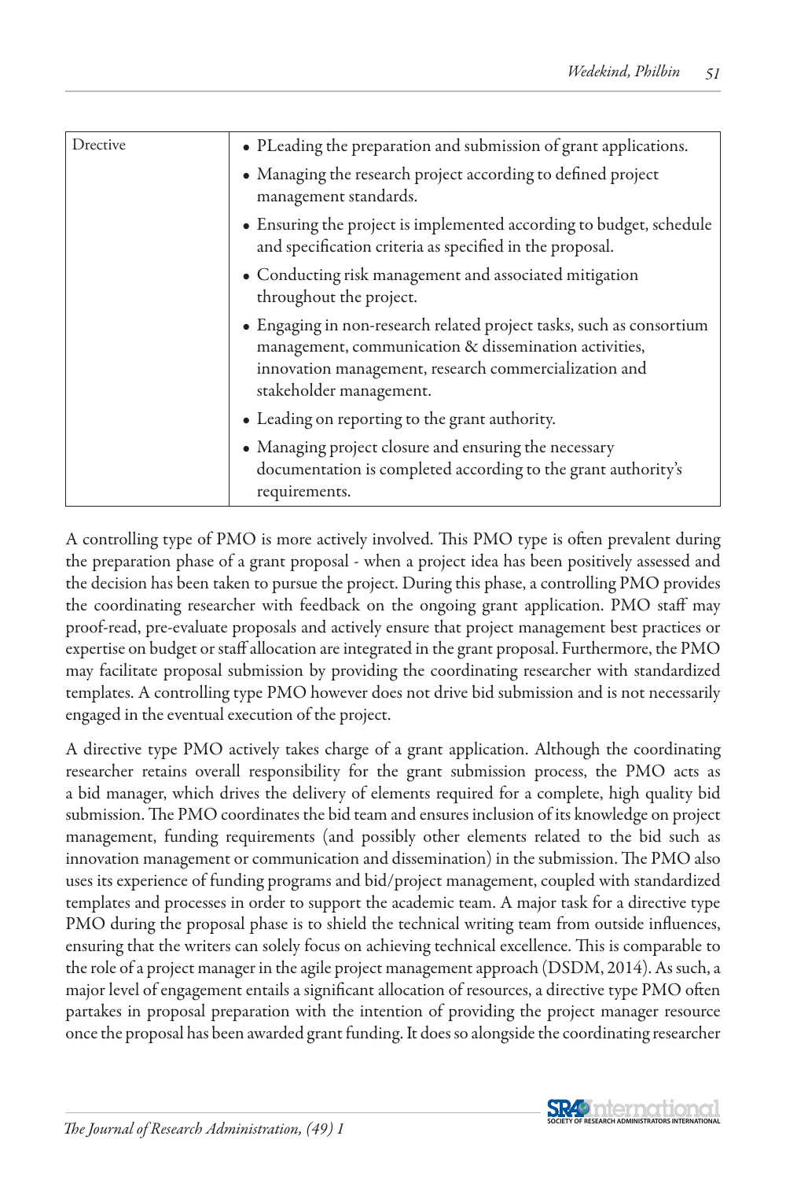| Drective | • PLeading the preparation and submission of grant applications.<br>• Managing the research project according to defined project management standards.<br>• Ensuring the project is implemented according to budget, schedule and specification criteria as specified in the proposal.<br>• Conducting risk management and associated mitigation throughout the project.<br>• Engaging in non-research related project tasks, such as consortium management, communication & dissemination activities, innovation management, research commercialization and stakeholder management.<br>• Leading on reporting to the grant authority.<br>• Managing project closure and ensuring the necessary documentation is completed according to the grant authority's requirements. |
|---|---|

A controlling type of PMO is more actively involved. This PMO type is often prevalent during the preparation phase of a grant proposal - when a project idea has been positively assessed and the decision has been taken to pursue the project. During this phase, a controlling PMO provides the coordinating researcher with feedback on the ongoing grant application. PMO staff may proof-read, pre-evaluate proposals and actively ensure that project management best practices or expertise on budget or staff allocation are integrated in the grant proposal. Furthermore, the PMO may facilitate proposal submission by providing the coordinating researcher with standardized templates. A controlling type PMO however does not drive bid submission and is not necessarily engaged in the eventual execution of the project.

A directive type PMO actively takes charge of a grant application. Although the coordinating researcher retains overall responsibility for the grant submission process, the PMO acts as a bid manager, which drives the delivery of elements required for a complete, high quality bid submission. The PMO coordinates the bid team and ensures inclusion of its knowledge on project management, funding requirements (and possibly other elements related to the bid such as innovation management or communication and dissemination) in the submission. The PMO also uses its experience of funding programs and bid/project management, coupled with standardized templates and processes in order to support the academic team. A major task for a directive type PMO during the proposal phase is to shield the technical writing team from outside influences, ensuring that the writers can solely focus on achieving technical excellence. This is comparable to the role of a project manager in the agile project management approach (DSDM, 2014). As such, a major level of engagement entails a significant allocation of resources, a directive type PMO often partakes in proposal preparation with the intention of providing the project manager resource once the proposal has been awarded grant funding. It does so alongside the coordinating researcher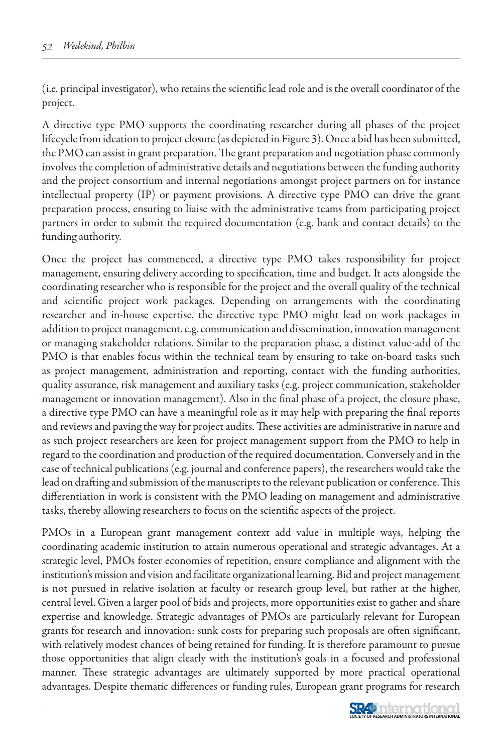(i.e. principal investigator), who retains the scientific lead role and is the overall coordinator of the project.

A directive type PMO supports the coordinating researcher during all phases of the project lifecycle from ideation to project closure (as depicted in Figure 3). Once a bid has been submitted, the PMO can assist in grant preparation. The grant preparation and negotiation phase commonly involves the completion of administrative details and negotiations between the funding authority and the project consortium and internal negotiations amongst project partners on for instance intellectual property (IP) or payment provisions. A directive type PMO can drive the grant preparation process, ensuring to liaise with the administrative teams from participating project partners in order to submit the required documentation (e.g. bank and contact details) to the funding authority.

Once the project has commenced, a directive type PMO takes responsibility for project management, ensuring delivery according to specification, time and budget. It acts alongside the coordinating researcher who is responsible for the project and the overall quality of the technical and scientific project work packages. Depending on arrangements with the coordinating researcher and in-house expertise, the directive type PMO might lead on work packages in addition to project management, e.g. communication and dissemination, innovation management or managing stakeholder relations. Similar to the preparation phase, a distinct value-add of the PMO is that enables focus within the technical team by ensuring to take on-board tasks such as project management, administration and reporting, contact with the funding authorities, quality assurance, risk management and auxiliary tasks (e.g. project communication, stakeholder management or innovation management). Also in the final phase of a project, the closure phase, a directive type PMO can have a meaningful role as it may help with preparing the final reports and reviews and paving the way for project audits. These activities are administrative in nature and as such project researchers are keen for project management support from the PMO to help in regard to the coordination and production of the required documentation. Conversely and in the case of technical publications (e.g. journal and conference papers), the researchers would take the lead on drafting and submission of the manuscripts to the relevant publication or conference. This differentiation in work is consistent with the PMO leading on management and administrative tasks, thereby allowing researchers to focus on the scientific aspects of the project.

PMOs in a European grant management context add value in multiple ways, helping the coordinating academic institution to attain numerous operational and strategic advantages. At a strategic level, PMOs foster economies of repetition, ensure compliance and alignment with the institution's mission and vision and facilitate organizational learning. Bid and project management is not pursued in relative isolation at faculty or research group level, but rather at the higher, central level. Given a larger pool of bids and projects, more opportunities exist to gather and share expertise and knowledge. Strategic advantages of PMOs are particularly relevant for European grants for research and innovation: sunk costs for preparing such proposals are often significant, with relatively modest chances of being retained for funding. It is therefore paramount to pursue those opportunities that align clearly with the institution's goals in a focused and professional manner. These strategic advantages are ultimately supported by more practical operational advantages. Despite thematic differences or funding rules, European grant programs for research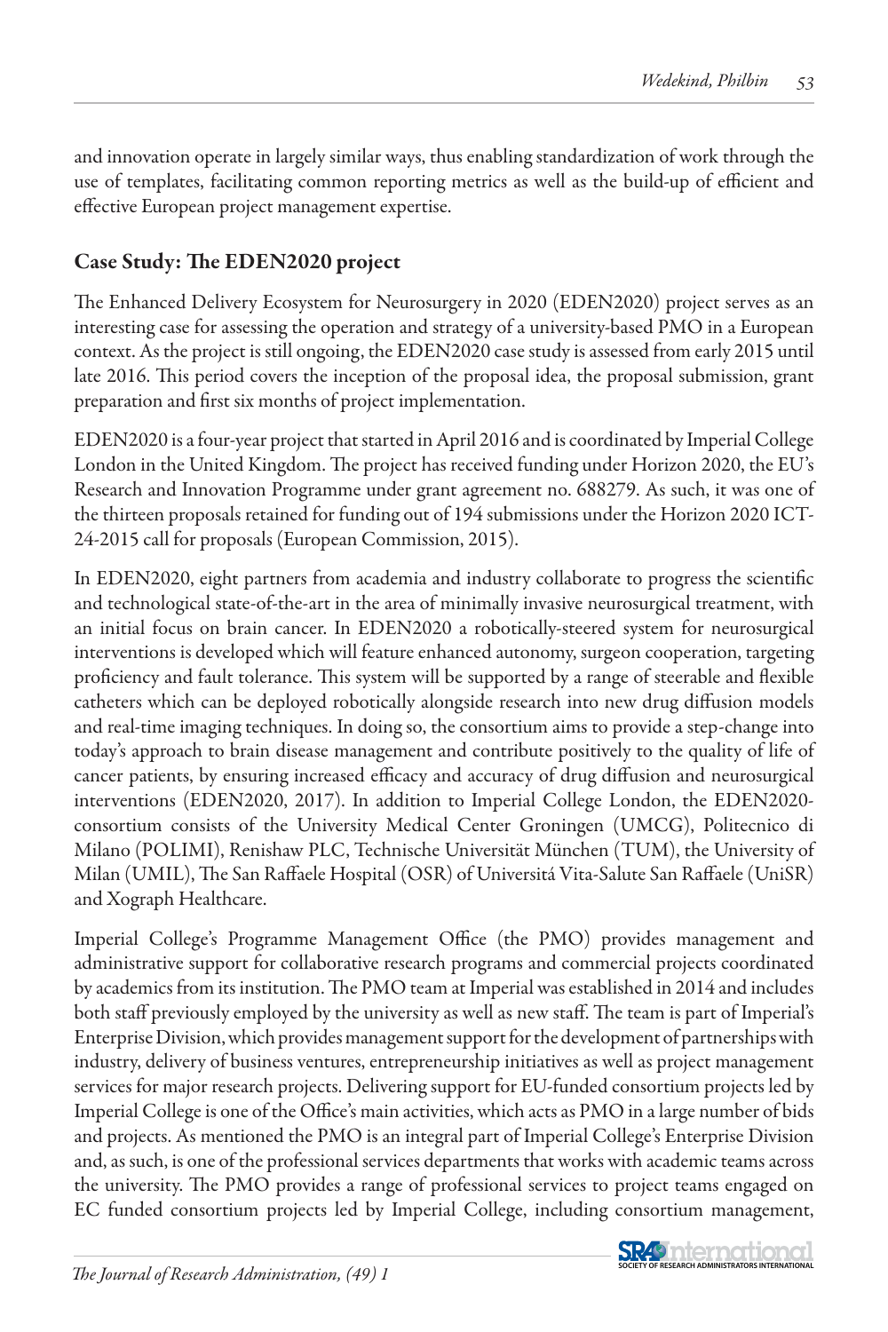and innovation operate in largely similar ways, thus enabling standardization of work through the use of templates, facilitating common reporting metrics as well as the build-up of efficient and effective European project management expertise.

## Case Study: The EDEN2020 project

The Enhanced Delivery Ecosystem for Neurosurgery in 2020 (EDEN2020) project serves as an interesting case for assessing the operation and strategy of a university-based PMO in a European context. As the project is still ongoing, the EDEN2020 case study is assessed from early 2015 until late 2016. This period covers the inception of the proposal idea, the proposal submission, grant preparation and first six months of project implementation.

EDEN2020 is a four-year project that started in April 2016 and is coordinated by Imperial College London in the United Kingdom. The project has received funding under Horizon 2020, the EU's Research and Innovation Programme under grant agreement no. 688279. As such, it was one of the thirteen proposals retained for funding out of 194 submissions under the Horizon 2020 ICT-24-2015 call for proposals (European Commission, 2015).

In EDEN2020, eight partners from academia and industry collaborate to progress the scientific and technological state-of-the-art in the area of minimally invasive neurosurgical treatment, with an initial focus on brain cancer. In EDEN2020 a robotically-steered system for neurosurgical interventions is developed which will feature enhanced autonomy, surgeon cooperation, targeting proficiency and fault tolerance. This system will be supported by a range of steerable and flexible catheters which can be deployed robotically alongside research into new drug diffusion models and real-time imaging techniques. In doing so, the consortium aims to provide a step-change into today's approach to brain disease management and contribute positively to the quality of life of cancer patients, by ensuring increased efficacy and accuracy of drug diffusion and neurosurgical interventions (EDEN2020, 2017). In addition to Imperial College London, the EDEN2020-consortium consists of the University Medical Center Groningen (UMCG), Politecnico di Milano (POLIMI), Renishaw PLC, Technische Universität München (TUM), the University of Milan (UMIL), The San Raffaele Hospital (OSR) of Universitá Vita-Salute San Raffaele (UniSR) and Xograph Healthcare.

Imperial College's Programme Management Office (the PMO) provides management and administrative support for collaborative research programs and commercial projects coordinated by academics from its institution. The PMO team at Imperial was established in 2014 and includes both staff previously employed by the university as well as new staff. The team is part of Imperial's Enterprise Division, which provides management support for the development of partnerships with industry, delivery of business ventures, entrepreneurship initiatives as well as project management services for major research projects. Delivering support for EU-funded consortium projects led by Imperial College is one of the Office's main activities, which acts as PMO in a large number of bids and projects. As mentioned the PMO is an integral part of Imperial College's Enterprise Division and, as such, is one of the professional services departments that works with academic teams across the university. The PMO provides a range of professional services to project teams engaged on EC funded consortium projects led by Imperial College, including consortium management,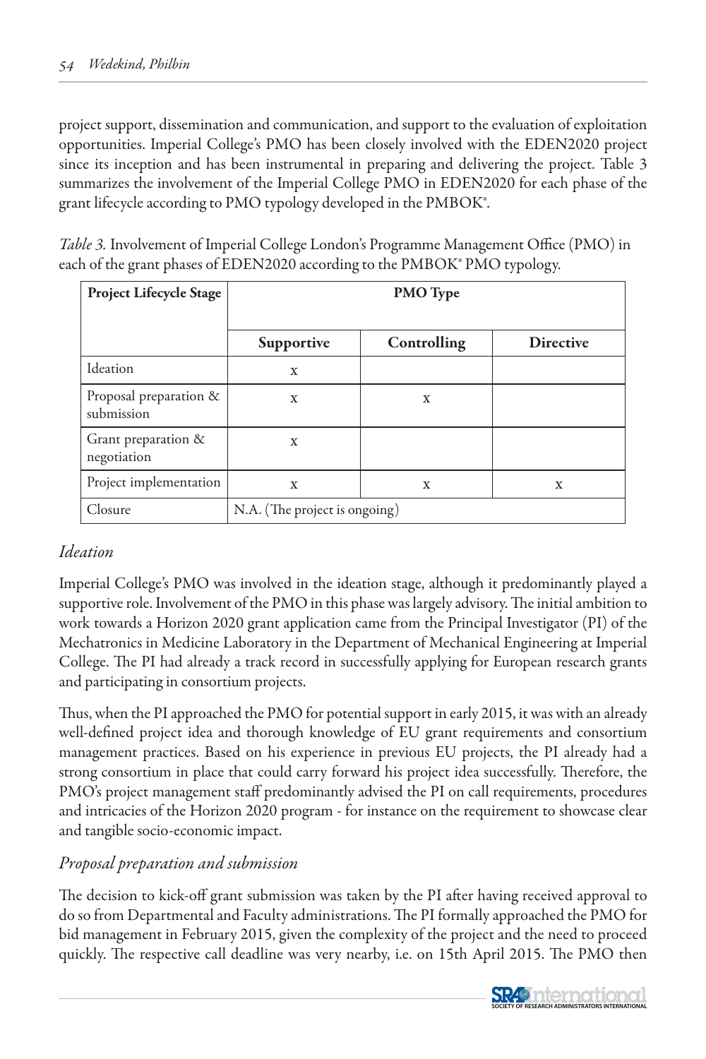project support, dissemination and communication, and support to the evaluation of exploitation opportunities. Imperial College's PMO has been closely involved with the EDEN2020 project since its inception and has been instrumental in preparing and delivering the project. Table 3 summarizes the involvement of the Imperial College PMO in EDEN2020 for each phase of the grant lifecycle according to PMO typology developed in the PMBOK®.

*Table 3.* Involvement of Imperial College London's Programme Management Office (PMO) in each of the grant phases of EDEN2020 according to the PMBOK® PMO typology.

| **Project Lifecycle Stage** | **PMO Type** | | |
|---|---|---|---|
| | **Supportive** | **Controlling** | **Directive** |
| Ideation | x | | |
| Proposal preparation & submission | x | x | |
| Grant preparation & negotiation | x | | |
| Project implementation | x | x | x |
| Closure | N.A. (The project is ongoing) | | |

### *Ideation*

Imperial College's PMO was involved in the ideation stage, although it predominantly played a supportive role. Involvement of the PMO in this phase was largely advisory. The initial ambition to work towards a Horizon 2020 grant application came from the Principal Investigator (PI) of the Mechatronics in Medicine Laboratory in the Department of Mechanical Engineering at Imperial College. The PI had already a track record in successfully applying for European research grants and participating in consortium projects.

Thus, when the PI approached the PMO for potential support in early 2015, it was with an already well-defined project idea and thorough knowledge of EU grant requirements and consortium management practices. Based on his experience in previous EU projects, the PI already had a strong consortium in place that could carry forward his project idea successfully. Therefore, the PMO's project management staff predominantly advised the PI on call requirements, procedures and intricacies of the Horizon 2020 program - for instance on the requirement to showcase clear and tangible socio-economic impact.

### *Proposal preparation and submission*

The decision to kick-off grant submission was taken by the PI after having received approval to do so from Departmental and Faculty administrations. The PI formally approached the PMO for bid management in February 2015, given the complexity of the project and the need to proceed quickly. The respective call deadline was very nearby, i.e. on 15th April 2015. The PMO then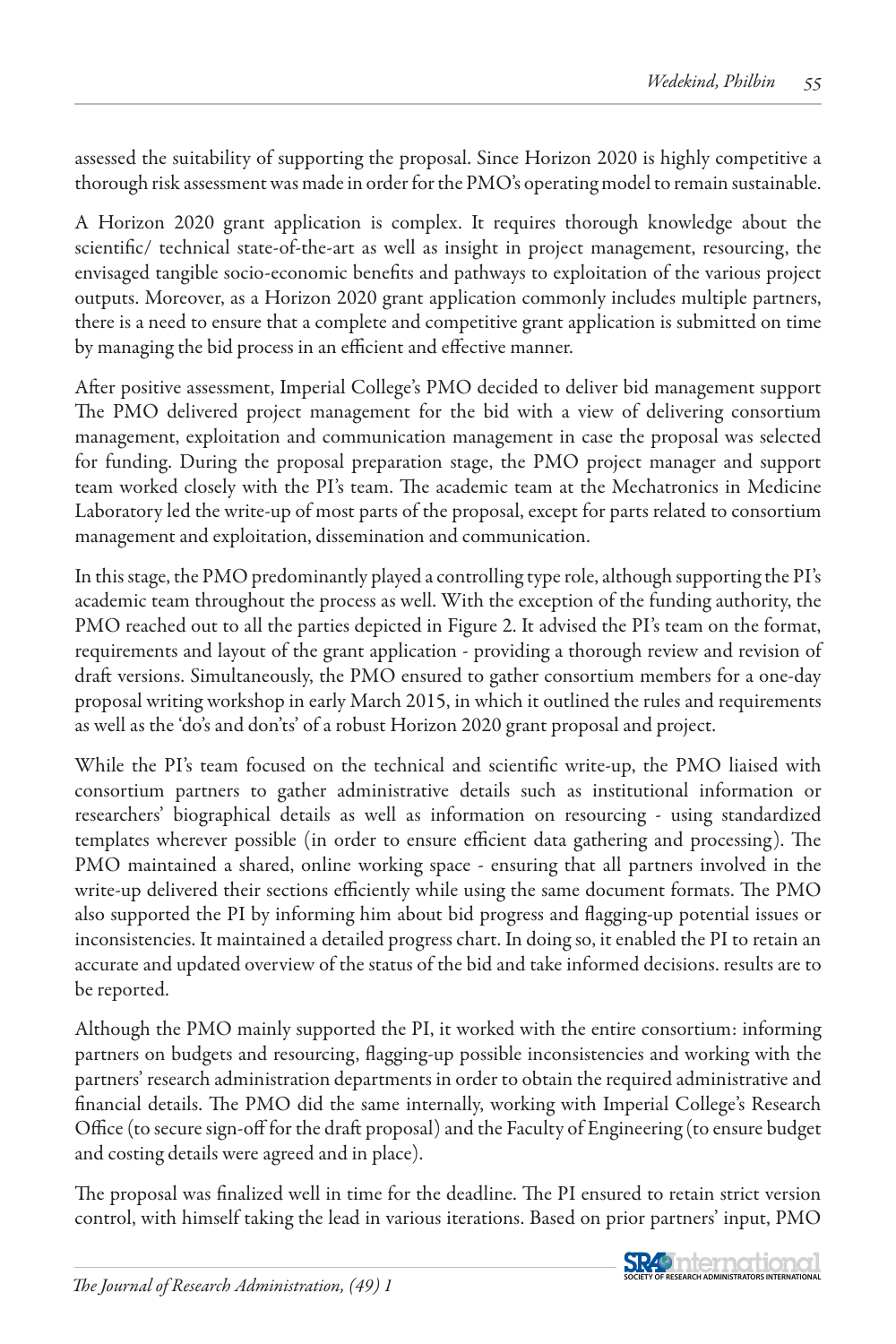assessed the suitability of supporting the proposal. Since Horizon 2020 is highly competitive a thorough risk assessment was made in order for the PMO's operating model to remain sustainable.

A Horizon 2020 grant application is complex. It requires thorough knowledge about the scientific/ technical state-of-the-art as well as insight in project management, resourcing, the envisaged tangible socio-economic benefits and pathways to exploitation of the various project outputs. Moreover, as a Horizon 2020 grant application commonly includes multiple partners, there is a need to ensure that a complete and competitive grant application is submitted on time by managing the bid process in an efficient and effective manner.

After positive assessment, Imperial College's PMO decided to deliver bid management support The PMO delivered project management for the bid with a view of delivering consortium management, exploitation and communication management in case the proposal was selected for funding. During the proposal preparation stage, the PMO project manager and support team worked closely with the PI's team. The academic team at the Mechatronics in Medicine Laboratory led the write-up of most parts of the proposal, except for parts related to consortium management and exploitation, dissemination and communication.

In this stage, the PMO predominantly played a controlling type role, although supporting the PI's academic team throughout the process as well. With the exception of the funding authority, the PMO reached out to all the parties depicted in Figure 2. It advised the PI's team on the format, requirements and layout of the grant application - providing a thorough review and revision of draft versions. Simultaneously, the PMO ensured to gather consortium members for a one-day proposal writing workshop in early March 2015, in which it outlined the rules and requirements as well as the 'do's and don'ts' of a robust Horizon 2020 grant proposal and project.

While the PI's team focused on the technical and scientific write-up, the PMO liaised with consortium partners to gather administrative details such as institutional information or researchers' biographical details as well as information on resourcing - using standardized templates wherever possible (in order to ensure efficient data gathering and processing). The PMO maintained a shared, online working space - ensuring that all partners involved in the write-up delivered their sections efficiently while using the same document formats. The PMO also supported the PI by informing him about bid progress and flagging-up potential issues or inconsistencies. It maintained a detailed progress chart. In doing so, it enabled the PI to retain an accurate and updated overview of the status of the bid and take informed decisions. results are to be reported.

Although the PMO mainly supported the PI, it worked with the entire consortium: informing partners on budgets and resourcing, flagging-up possible inconsistencies and working with the partners' research administration departments in order to obtain the required administrative and financial details. The PMO did the same internally, working with Imperial College's Research Office (to secure sign-off for the draft proposal) and the Faculty of Engineering (to ensure budget and costing details were agreed and in place).

The proposal was finalized well in time for the deadline. The PI ensured to retain strict version control, with himself taking the lead in various iterations. Based on prior partners' input, PMO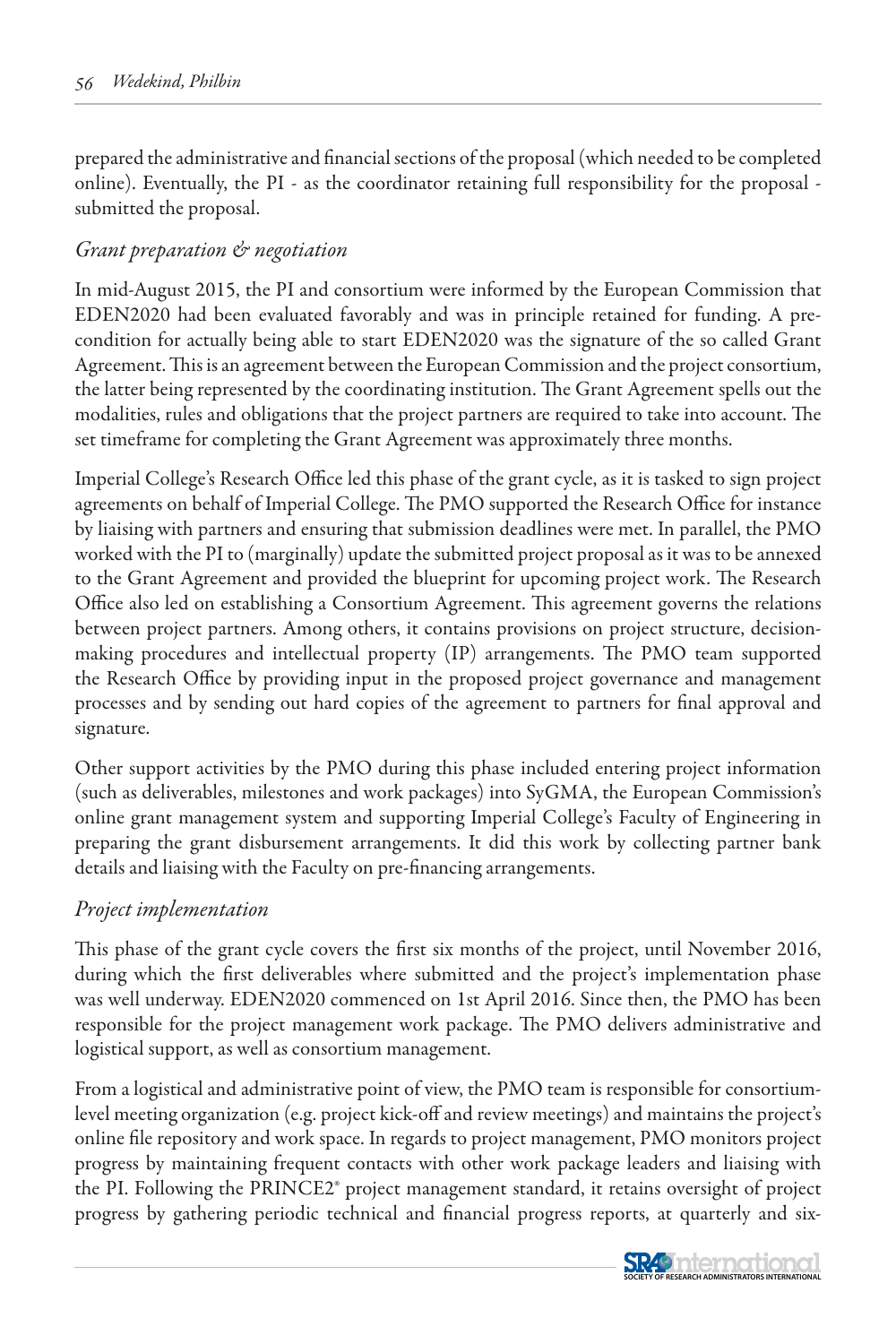prepared the administrative and financial sections of the proposal (which needed to be completed online). Eventually, the PI - as the coordinator retaining full responsibility for the proposal - submitted the proposal.

### *Grant preparation & negotiation*

In mid-August 2015, the PI and consortium were informed by the European Commission that EDEN2020 had been evaluated favorably and was in principle retained for funding. A pre-condition for actually being able to start EDEN2020 was the signature of the so called Grant Agreement. This is an agreement between the European Commission and the project consortium, the latter being represented by the coordinating institution. The Grant Agreement spells out the modalities, rules and obligations that the project partners are required to take into account. The set timeframe for completing the Grant Agreement was approximately three months.

Imperial College's Research Office led this phase of the grant cycle, as it is tasked to sign project agreements on behalf of Imperial College. The PMO supported the Research Office for instance by liaising with partners and ensuring that submission deadlines were met. In parallel, the PMO worked with the PI to (marginally) update the submitted project proposal as it was to be annexed to the Grant Agreement and provided the blueprint for upcoming project work. The Research Office also led on establishing a Consortium Agreement. This agreement governs the relations between project partners. Among others, it contains provisions on project structure, decision-making procedures and intellectual property (IP) arrangements. The PMO team supported the Research Office by providing input in the proposed project governance and management processes and by sending out hard copies of the agreement to partners for final approval and signature.

Other support activities by the PMO during this phase included entering project information (such as deliverables, milestones and work packages) into SyGMA, the European Commission's online grant management system and supporting Imperial College's Faculty of Engineering in preparing the grant disbursement arrangements. It did this work by collecting partner bank details and liaising with the Faculty on pre-financing arrangements.

### *Project implementation*

This phase of the grant cycle covers the first six months of the project, until November 2016, during which the first deliverables where submitted and the project's implementation phase was well underway. EDEN2020 commenced on 1st April 2016. Since then, the PMO has been responsible for the project management work package. The PMO delivers administrative and logistical support, as well as consortium management.

From a logistical and administrative point of view, the PMO team is responsible for consortium-level meeting organization (e.g. project kick-off and review meetings) and maintains the project's online file repository and work space. In regards to project management, PMO monitors project progress by maintaining frequent contacts with other work package leaders and liaising with the PI. Following the PRINCE2® project management standard, it retains oversight of project progress by gathering periodic technical and financial progress reports, at quarterly and six-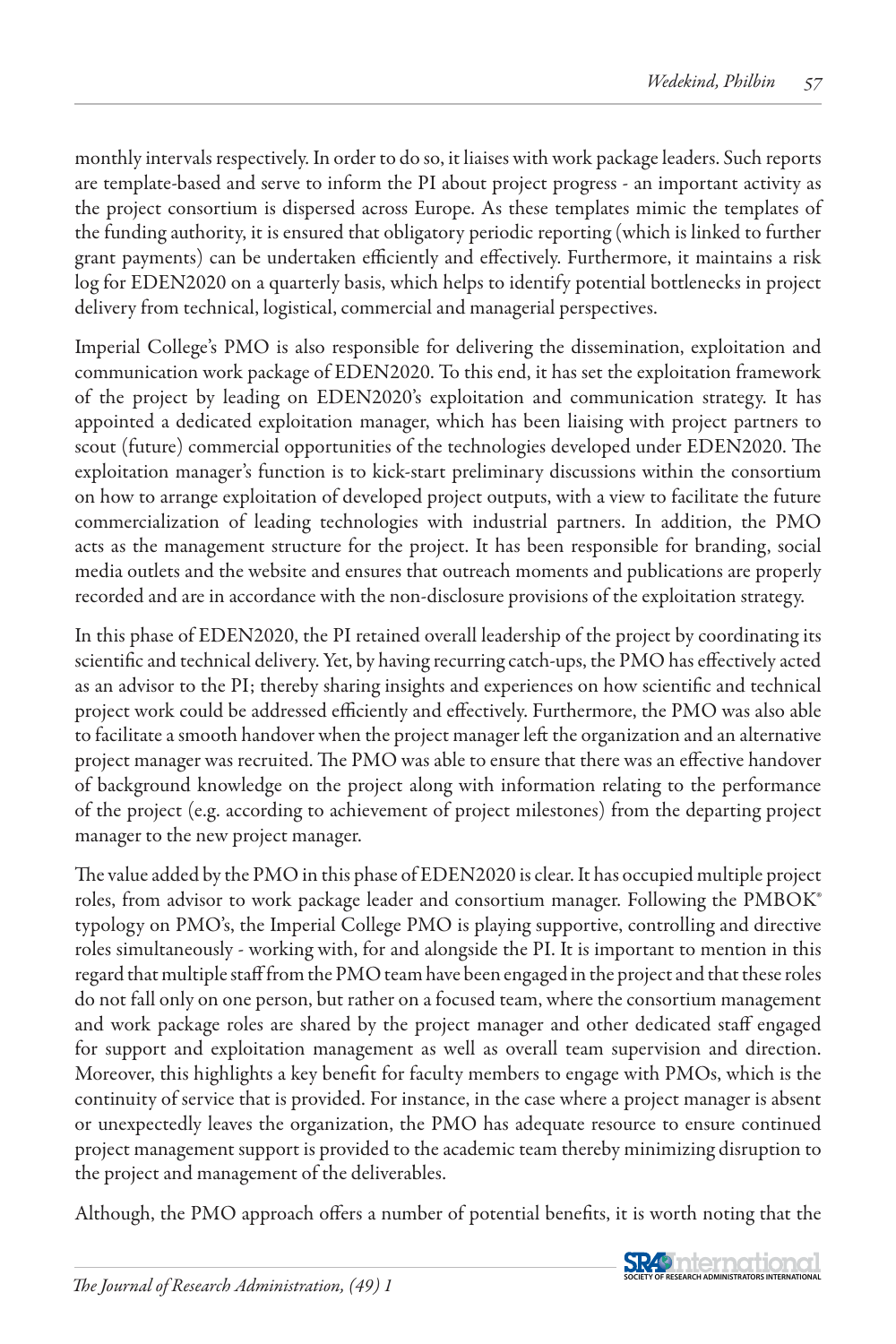monthly intervals respectively. In order to do so, it liaises with work package leaders. Such reports are template-based and serve to inform the PI about project progress - an important activity as the project consortium is dispersed across Europe. As these templates mimic the templates of the funding authority, it is ensured that obligatory periodic reporting (which is linked to further grant payments) can be undertaken efficiently and effectively. Furthermore, it maintains a risk log for EDEN2020 on a quarterly basis, which helps to identify potential bottlenecks in project delivery from technical, logistical, commercial and managerial perspectives.

Imperial College's PMO is also responsible for delivering the dissemination, exploitation and communication work package of EDEN2020. To this end, it has set the exploitation framework of the project by leading on EDEN2020's exploitation and communication strategy. It has appointed a dedicated exploitation manager, which has been liaising with project partners to scout (future) commercial opportunities of the technologies developed under EDEN2020. The exploitation manager's function is to kick-start preliminary discussions within the consortium on how to arrange exploitation of developed project outputs, with a view to facilitate the future commercialization of leading technologies with industrial partners. In addition, the PMO acts as the management structure for the project. It has been responsible for branding, social media outlets and the website and ensures that outreach moments and publications are properly recorded and are in accordance with the non-disclosure provisions of the exploitation strategy.

In this phase of EDEN2020, the PI retained overall leadership of the project by coordinating its scientific and technical delivery. Yet, by having recurring catch-ups, the PMO has effectively acted as an advisor to the PI; thereby sharing insights and experiences on how scientific and technical project work could be addressed efficiently and effectively. Furthermore, the PMO was also able to facilitate a smooth handover when the project manager left the organization and an alternative project manager was recruited. The PMO was able to ensure that there was an effective handover of background knowledge on the project along with information relating to the performance of the project (e.g. according to achievement of project milestones) from the departing project manager to the new project manager.

The value added by the PMO in this phase of EDEN2020 is clear. It has occupied multiple project roles, from advisor to work package leader and consortium manager. Following the PMBOK® typology on PMO's, the Imperial College PMO is playing supportive, controlling and directive roles simultaneously - working with, for and alongside the PI. It is important to mention in this regard that multiple staff from the PMO team have been engaged in the project and that these roles do not fall only on one person, but rather on a focused team, where the consortium management and work package roles are shared by the project manager and other dedicated staff engaged for support and exploitation management as well as overall team supervision and direction. Moreover, this highlights a key benefit for faculty members to engage with PMOs, which is the continuity of service that is provided. For instance, in the case where a project manager is absent or unexpectedly leaves the organization, the PMO has adequate resource to ensure continued project management support is provided to the academic team thereby minimizing disruption to the project and management of the deliverables.

Although, the PMO approach offers a number of potential benefits, it is worth noting that the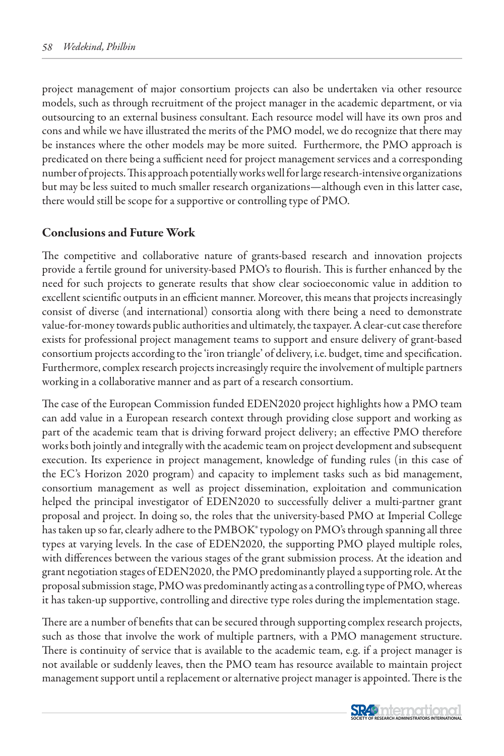project management of major consortium projects can also be undertaken via other resource models, such as through recruitment of the project manager in the academic department, or via outsourcing to an external business consultant. Each resource model will have its own pros and cons and while we have illustrated the merits of the PMO model, we do recognize that there may be instances where the other models may be more suited. Furthermore, the PMO approach is predicated on there being a sufficient need for project management services and a corresponding number of projects. This approach potentially works well for large research-intensive organizations but may be less suited to much smaller research organizations—although even in this latter case, there would still be scope for a supportive or controlling type of PMO.

## Conclusions and Future Work

The competitive and collaborative nature of grants-based research and innovation projects provide a fertile ground for university-based PMO's to flourish. This is further enhanced by the need for such projects to generate results that show clear socioeconomic value in addition to excellent scientific outputs in an efficient manner. Moreover, this means that projects increasingly consist of diverse (and international) consortia along with there being a need to demonstrate value-for-money towards public authorities and ultimately, the taxpayer. A clear-cut case therefore exists for professional project management teams to support and ensure delivery of grant-based consortium projects according to the 'iron triangle' of delivery, i.e. budget, time and specification. Furthermore, complex research projects increasingly require the involvement of multiple partners working in a collaborative manner and as part of a research consortium.

The case of the European Commission funded EDEN2020 project highlights how a PMO team can add value in a European research context through providing close support and working as part of the academic team that is driving forward project delivery; an effective PMO therefore works both jointly and integrally with the academic team on project development and subsequent execution. Its experience in project management, knowledge of funding rules (in this case of the EC's Horizon 2020 program) and capacity to implement tasks such as bid management, consortium management as well as project dissemination, exploitation and communication helped the principal investigator of EDEN2020 to successfully deliver a multi-partner grant proposal and project. In doing so, the roles that the university-based PMO at Imperial College has taken up so far, clearly adhere to the PMBOK® typology on PMO's through spanning all three types at varying levels. In the case of EDEN2020, the supporting PMO played multiple roles, with differences between the various stages of the grant submission process. At the ideation and grant negotiation stages of EDEN2020, the PMO predominantly played a supporting role. At the proposal submission stage, PMO was predominantly acting as a controlling type of PMO, whereas it has taken-up supportive, controlling and directive type roles during the implementation stage.

There are a number of benefits that can be secured through supporting complex research projects, such as those that involve the work of multiple partners, with a PMO management structure. There is continuity of service that is available to the academic team, e.g. if a project manager is not available or suddenly leaves, then the PMO team has resource available to maintain project management support until a replacement or alternative project manager is appointed. There is the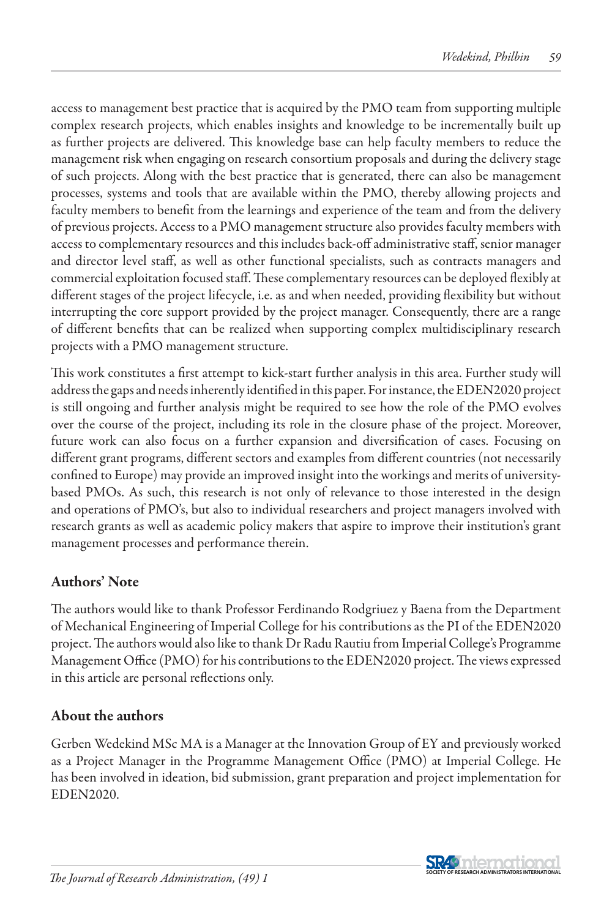access to management best practice that is acquired by the PMO team from supporting multiple complex research projects, which enables insights and knowledge to be incrementally built up as further projects are delivered. This knowledge base can help faculty members to reduce the management risk when engaging on research consortium proposals and during the delivery stage of such projects. Along with the best practice that is generated, there can also be management processes, systems and tools that are available within the PMO, thereby allowing projects and faculty members to benefit from the learnings and experience of the team and from the delivery of previous projects. Access to a PMO management structure also provides faculty members with access to complementary resources and this includes back-off administrative staff, senior manager and director level staff, as well as other functional specialists, such as contracts managers and commercial exploitation focused staff. These complementary resources can be deployed flexibly at different stages of the project lifecycle, i.e. as and when needed, providing flexibility but without interrupting the core support provided by the project manager. Consequently, there are a range of different benefits that can be realized when supporting complex multidisciplinary research projects with a PMO management structure.

This work constitutes a first attempt to kick-start further analysis in this area. Further study will address the gaps and needs inherently identified in this paper. For instance, the EDEN2020 project is still ongoing and further analysis might be required to see how the role of the PMO evolves over the course of the project, including its role in the closure phase of the project. Moreover, future work can also focus on a further expansion and diversification of cases. Focusing on different grant programs, different sectors and examples from different countries (not necessarily confined to Europe) may provide an improved insight into the workings and merits of university-based PMOs. As such, this research is not only of relevance to those interested in the design and operations of PMO's, but also to individual researchers and project managers involved with research grants as well as academic policy makers that aspire to improve their institution's grant management processes and performance therein.

## Authors' Note

The authors would like to thank Professor Ferdinando Rodgriuez y Baena from the Department of Mechanical Engineering of Imperial College for his contributions as the PI of the EDEN2020 project. The authors would also like to thank Dr Radu Rautiu from Imperial College's Programme Management Office (PMO) for his contributions to the EDEN2020 project. The views expressed in this article are personal reflections only.

## About the authors

Gerben Wedekind MSc MA is a Manager at the Innovation Group of EY and previously worked as a Project Manager in the Programme Management Office (PMO) at Imperial College. He has been involved in ideation, bid submission, grant preparation and project implementation for EDEN2020.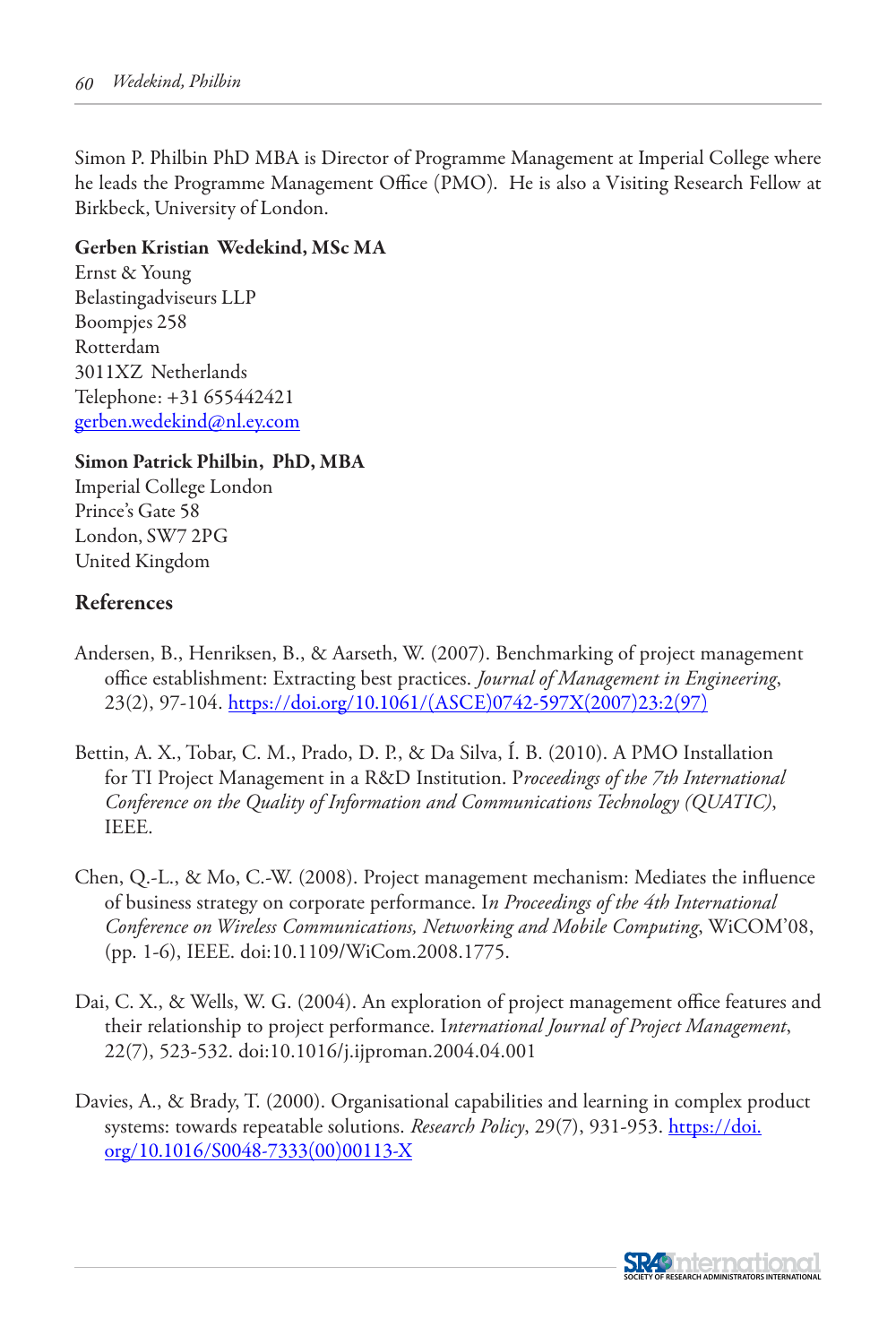Simon P. Philbin PhD MBA is Director of Programme Management at Imperial College where he leads the Programme Management Office (PMO). He is also a Visiting Research Fellow at Birkbeck, University of London.

**Gerben Kristian Wedekind, MSc MA**
Ernst & Young
Belastingadviseurs LLP
Boompjes 258
Rotterdam
3011XZ Netherlands
Telephone: +31 655442421
gerben.wedekind@nl.ey.com

**Simon Patrick Philbin, PhD, MBA**
Imperial College London
Prince's Gate 58
London, SW7 2PG
United Kingdom

## References

Andersen, B., Henriksen, B., & Aarseth, W. (2007). Benchmarking of project management office establishment: Extracting best practices. *Journal of Management in Engineering*, 23(2), 97-104. https://doi.org/10.1061/(ASCE)0742-597X(2007)23:2(97)

Bettin, A. X., Tobar, C. M., Prado, D. P., & Da Silva, Í. B. (2010). A PMO Installation for TI Project Management in a R&D Institution. P*roceedings of the 7th International Conference on the Quality of Information and Communications Technology (QUATIC)*, IEEE.

Chen, Q.-L., & Mo, C.-W. (2008). Project management mechanism: Mediates the influence of business strategy on corporate performance. I*n Proceedings of the 4th International Conference on Wireless Communications, Networking and Mobile Computing*, WiCOM'08, (pp. 1-6), IEEE. doi:10.1109/WiCom.2008.1775.

Dai, C. X., & Wells, W. G. (2004). An exploration of project management office features and their relationship to project performance. I*nternational Journal of Project Management*, 22(7), 523-532. doi:10.1016/j.ijproman.2004.04.001

Davies, A., & Brady, T. (2000). Organisational capabilities and learning in complex product systems: towards repeatable solutions. *Research Policy*, 29(7), 931-953. https://doi.org/10.1016/S0048-7333(00)00113-X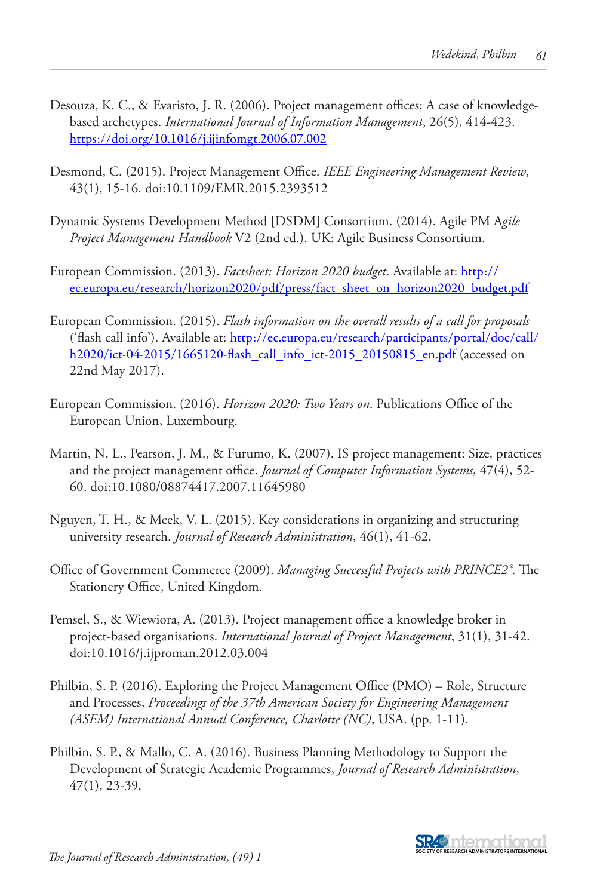Desouza, K. C., & Evaristo, J. R. (2006). Project management offices: A case of knowledge-based archetypes. *International Journal of Information Management*, 26(5), 414-423. https://doi.org/10.1016/j.ijinfomgt.2006.07.002

Desmond, C. (2015). Project Management Office. *IEEE Engineering Management Review*, 43(1), 15-16. doi:10.1109/EMR.2015.2393512

Dynamic Systems Development Method [DSDM] Consortium. (2014). Agile PM A*gile Project Management Handbook* V2 (2nd ed.). UK: Agile Business Consortium.

European Commission. (2013). *Factsheet: Horizon 2020 budget*. Available at: http://ec.europa.eu/research/horizon2020/pdf/press/fact_sheet_on_horizon2020_budget.pdf

European Commission. (2015). *Flash information on the overall results of a call for proposals* ('flash call info'). Available at: http://ec.europa.eu/research/participants/portal/doc/call/h2020/ict-04-2015/1665120-flash_call_info_ict-2015_20150815_en.pdf (accessed on 22nd May 2017).

European Commission. (2016). *Horizon 2020: Two Years on*. Publications Office of the European Union, Luxembourg.

Martin, N. L., Pearson, J. M., & Furumo, K. (2007). IS project management: Size, practices and the project management office. *Journal of Computer Information Systems*, 47(4), 52-60. doi:10.1080/08874417.2007.11645980

Nguyen, T. H., & Meek, V. L. (2015). Key considerations in organizing and structuring university research. *Journal of Research Administration*, 46(1), 41-62.

Office of Government Commerce (2009). *Managing Successful Projects with PRINCE2®*. The Stationery Office, United Kingdom.

Pemsel, S., & Wiewiora, A. (2013). Project management office a knowledge broker in project-based organisations. *International Journal of Project Management*, 31(1), 31-42. doi:10.1016/j.ijproman.2012.03.004

Philbin, S. P. (2016). Exploring the Project Management Office (PMO) – Role, Structure and Processes, *Proceedings of the 37th American Society for Engineering Management (ASEM) International Annual Conference, Charlotte (NC)*, USA. (pp. 1-11).

Philbin, S. P., & Mallo, C. A. (2016). Business Planning Methodology to Support the Development of Strategic Academic Programmes, *Journal of Research Administration*, 47(1), 23-39.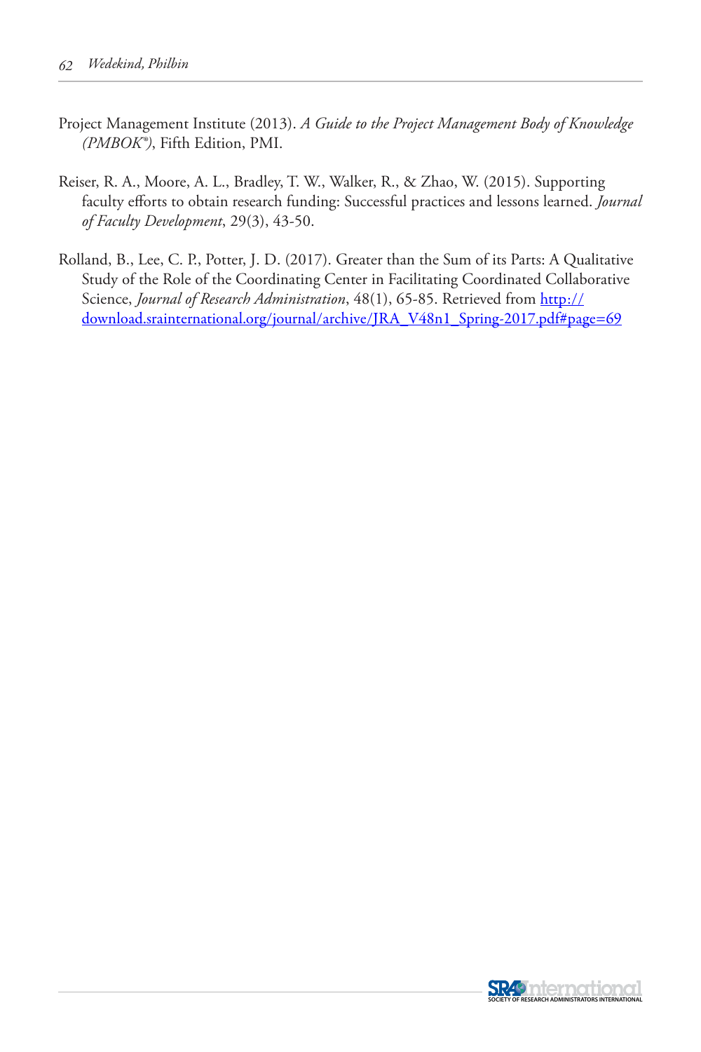Project Management Institute (2013). *A Guide to the Project Management Body of Knowledge (PMBOK®)*, Fifth Edition, PMI.

Reiser, R. A., Moore, A. L., Bradley, T. W., Walker, R., & Zhao, W. (2015). Supporting faculty efforts to obtain research funding: Successful practices and lessons learned. *Journal of Faculty Development*, 29(3), 43-50.

Rolland, B., Lee, C. P., Potter, J. D. (2017). Greater than the Sum of its Parts: A Qualitative Study of the Role of the Coordinating Center in Facilitating Coordinated Collaborative Science, *Journal of Research Administration*, 48(1), 65-85. Retrieved from [http://download.srainternational.org/journal/archive/JRA_V48n1_Spring-2017.pdf#page=69](http://download.srainternational.org/journal/archive/JRA_V48n1_Spring-2017.pdf#page=69)